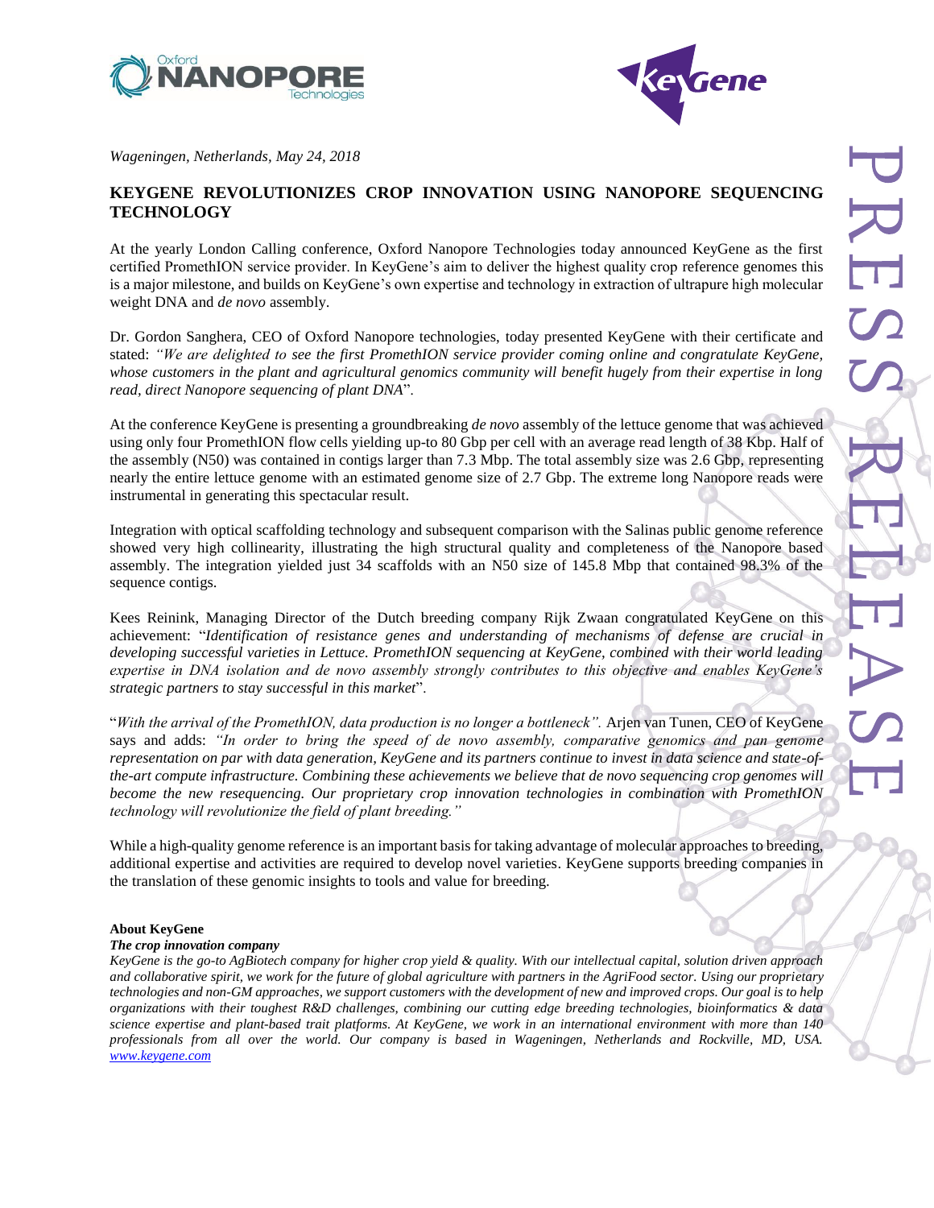*Wageningen, Netherlands, May 24, 2018*

# KEYGENE REVOLUTIONIZES CROP INNOVATION USING NANOPORE SEQUENCING TECHNOLOGY

At the yearly London Calling conference, Oxford Nanopore Technologies today announced KeyGene as the first certified PromethION service provider. In KeyGene's aim to deliver the highest quality crop reference genomes this is a major milestone, and builds on KeyGene's own expertise and technology in extraction of ultrapure high molecular weight DNA and *de novo* assembly.

Dr. Gordon Sanghera, CEO of Oxford Nanopore technologies, today presented KeyGene with their certificate and stated: *"We are delighted to see the first PromethION service provider coming online and congratulate KeyGene, whose customers in the plant and agricultural genomics community will benefit hugely from their expertise in long read, direct Nanopore sequencing of plant DNA*".

At the conference KeyGene is presenting a groundbreaking *de novo* assembly of the lettuce genome that was achieved using only four PromethION flow cells yielding up-to 80 Gbp per cell with an average read length of 38 Kbp. Half of the assembly (N50) was contained in contigs larger than 7.3 Mbp. The total assembly size was 2.6 Gbp, representing nearly the entire lettuce genome with an estimated genome size of 2.7 Gbp. The extreme long Nanopore reads were instrumental in generating this spectacular result.

Integration with optical scaffolding technology and subsequent comparison with the Salinas public genome reference showed very high collinearity, illustrating the high structural quality and completeness of the Nanopore based assembly. The integration yielded just 34 scaffolds with an N50 size of 145.8 Mbp that contained 98.3% of the sequence contigs.

Kees Reinink, Managing Director of the Dutch breeding company Rijk Zwaan congratulated KeyGene on this achievement: "*Identification of resistance genes and understanding of mechanisms of defense are crucial in developing successful varieties in Lettuce. PromethION sequencing at KeyGene, combined with their world leading expertise in DNA isolation and de novo assembly strongly contributes to this objective and enables KeyGene's strategic partners to stay successful in this market*".

"*With the arrival of the PromethION, data production is no longer a bottleneck".* Arjen van Tunen, CEO of KeyGene says and adds: *"In order to bring the speed of de novo assembly, comparative genomics and pan genome representation on par with data generation, KeyGene and its partners continue to invest in data science and state-of-the-art compute infrastructure. Combining these achievements we believe that de novo sequencing crop genomes will become the new resequencing. Our proprietary crop innovation technologies in combination with PromethION technology will revolutionize the field of plant breeding."*

While a high-quality genome reference is an important basis for taking advantage of molecular approaches to breeding, additional expertise and activities are required to develop novel varieties. KeyGene supports breeding companies in the translation of these genomic insights to tools and value for breeding.

**About KeyGene**

***The crop innovation company***

*KeyGene is the go-to AgBiotech company for higher crop yield & quality. With our intellectual capital, solution driven approach and collaborative spirit, we work for the future of global agriculture with partners in the AgriFood sector. Using our proprietary technologies and non-GM approaches, we support customers with the development of new and improved crops. Our goal is to help organizations with their toughest R&D challenges, combining our cutting edge breeding technologies, bioinformatics & data science expertise and plant-based trait platforms. At KeyGene, we work in an international environment with more than 140 professionals from all over the world. Our company is based in Wageningen, Netherlands and Rockville, MD, USA. www.keygene.com*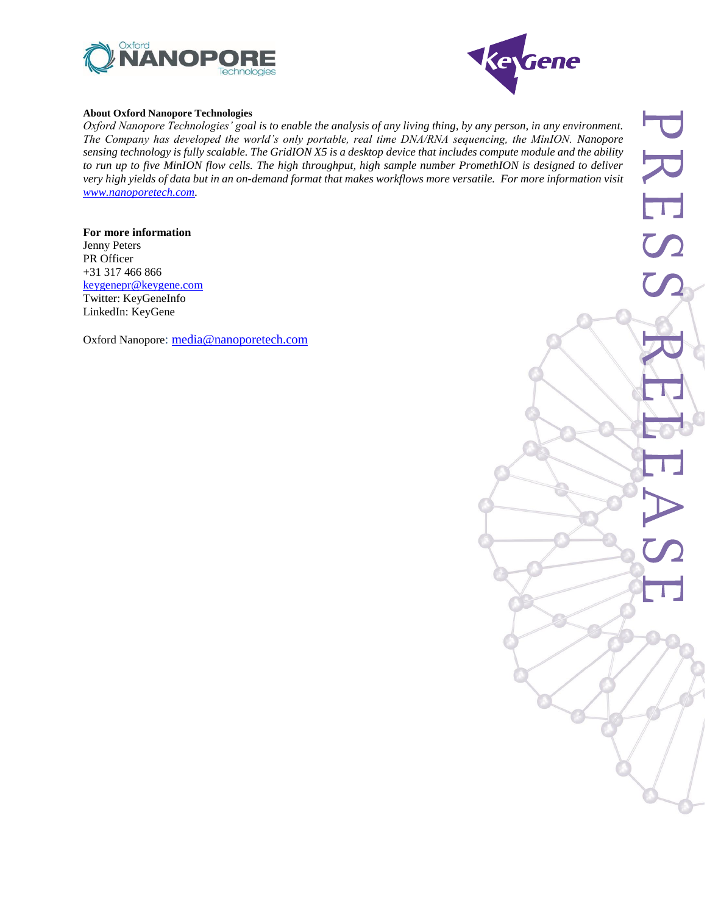**About Oxford Nanopore Technologies**

*Oxford Nanopore Technologies' goal is to enable the analysis of any living thing, by any person, in any environment. The Company has developed the world's only portable, real time DNA/RNA sequencing, the MinION. Nanopore sensing technology is fully scalable. The GridION X5 is a desktop device that includes compute module and the ability to run up to five MinION flow cells. The high throughput, high sample number PromethION is designed to deliver very high yields of data but in an on-demand format that makes workflows more versatile. For more information visit [www.nanoporetech.com](http://www.nanoporetech.com).*

**For more information**
Jenny Peters
PR Officer
+31 317 466 866
keygenepr@keygene.com
Twitter: KeyGeneInfo
LinkedIn: KeyGene

Oxford Nanopore: media@nanoporetech.com